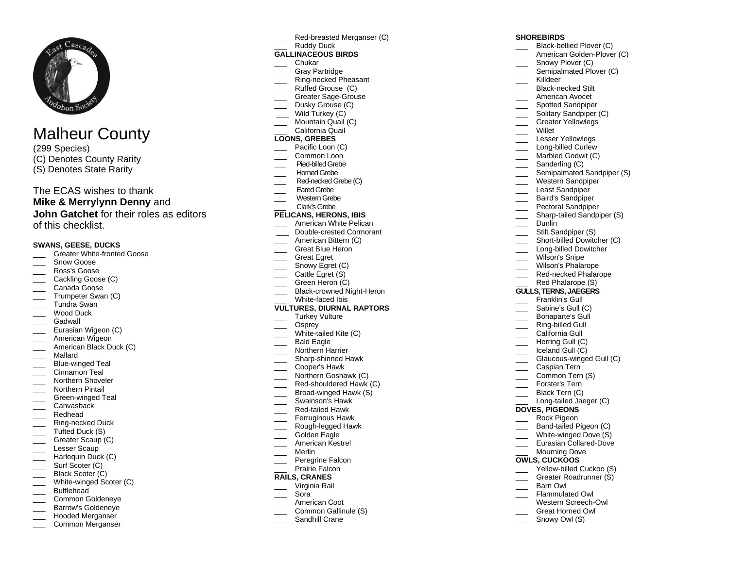# Malheur County

(299 Species)
(C) Denotes County Rarity
(S) Denotes State Rarity

The ECAS wishes to thank **Mike & Merrylynn Denny** and **John Gatchet** for their roles as editors of this checklist.

**SWANS, GEESE, DUCKS**

- ___ Greater White-fronted Goose
- ___ Snow Goose
- ___ Ross's Goose
- ___ Cackling Goose (C)
- ___ Canada Goose
- ___ Trumpeter Swan (C)
- ___ Tundra Swan
- ___ Wood Duck
- ___ Gadwall
- ___ Eurasian Wigeon (C)
- ___ American Wigeon
- ___ American Black Duck (C)
- ___ Mallard
- ___ Blue-winged Teal
- ___ Cinnamon Teal
- ___ Northern Shoveler
- ___ Northern Pintail
- ___ Green-winged Teal
- ___ Canvasback
- ___ Redhead
- ___ Ring-necked Duck
- ___ Tufted Duck (S)
- ___ Greater Scaup (C)
- ___ Lesser Scaup
- ___ Harlequin Duck (C)
- ___ Surf Scoter (C)
- ___ Black Scoter (C)
- ___ White-winged Scoter (C)
- ___ Bufflehead
- ___ Common Goldeneye
- ___ Barrow's Goldeneye
- ___ Hooded Merganser
- ___ Common Merganser
- ___ Red-breasted Merganser (C)
- ___ Ruddy Duck

**GALLINACEOUS BIRDS**

- ___ Chukar
- ___ Gray Partridge
- ___ Ring-necked Pheasant
- ___ Ruffed Grouse (C)
- ___ Greater Sage-Grouse
- ___ Dusky Grouse (C)
- ___ Wild Turkey (C)
- ___ Mountain Quail (C)
- ___ California Quail

**LOONS, GREBES**

- ___ Pacific Loon (C)
- ___ Common Loon
- ___ Pied-billed Grebe
- ___ Horned Grebe
- ___ Red-necked Grebe (C)
- ___ Eared Grebe
- ___ Western Grebe
- ___ Clark's Grebe

**PELICANS, HERONS, IBIS**

- ___ American White Pelican
- ___ Double-crested Cormorant
- ___ American Bittern (C)
- ___ Great Blue Heron
- ___ Great Egret
- ___ Snowy Egret (C)
- ___ Cattle Egret (S)
- ___ Green Heron (C)
- ___ Black-crowned Night-Heron
- ___ White-faced Ibis

**VULTURES, DIURNAL RAPTORS**

- ___ Turkey Vulture
- ___ Osprey
- ___ White-tailed Kite (C)
- ___ Bald Eagle
- ___ Northern Harrier
- ___ Sharp-shinned Hawk
- ___ Cooper's Hawk
- ___ Northern Goshawk (C)
- ___ Red-shouldered Hawk (C)
- ___ Broad-winged Hawk (S)
- ___ Swainson's Hawk
- ___ Red-tailed Hawk
- ___ Ferruginous Hawk
- ___ Rough-legged Hawk
- ___ Golden Eagle
- ___ American Kestrel
- ___ Merlin
- ___ Peregrine Falcon
- ___ Prairie Falcon

**RAILS, CRANES**

- ___ Virginia Rail
- ___ Sora
- ___ American Coot
- ___ Common Gallinule (S)
- ___ Sandhill Crane

**SHOREBIRDS**

- ___ Black-bellied Plover (C)
- ___ American Golden-Plover (C)
- ___ Snowy Plover (C)
- ___ Semipalmated Plover (C)
- ___ Killdeer
- ___ Black-necked Stilt
- ___ American Avocet
- ___ Spotted Sandpiper
- ___ Solitary Sandpiper (C)
- ___ Greater Yellowlegs
- ___ Willet
- ___ Lesser Yellowlegs
- ___ Long-billed Curlew
- ___ Marbled Godwit (C)
- ___ Sanderling (C)
- ___ Semipalmated Sandpiper (S)
- ___ Western Sandpiper
- ___ Least Sandpiper
- ___ Baird's Sandpiper
- ___ Pectoral Sandpiper
- ___ Sharp-tailed Sandpiper (S)
- ___ Dunlin
- ___ Stilt Sandpiper (S)
- ___ Short-billed Dowitcher (C)
- ___ Long-billed Dowitcher
- ___ Wilson's Snipe
- ___ Wilson's Phalarope
- ___ Red-necked Phalarope
- ___ Red Phalarope (S)

**GULLS, TERNS, JAEGERS**

- ___ Franklin's Gull
- ___ Sabine's Gull (C)
- ___ Bonaparte's Gull
- ___ Ring-billed Gull
- ___ California Gull
- ___ Herring Gull (C)
- ___ Iceland Gull (C)
- ___ Glaucous-winged Gull (C)
- ___ Caspian Tern
- ___ Common Tern (S)
- ___ Forster's Tern
- ___ Black Tern (C)
- ___ Long-tailed Jaeger (C)

**DOVES, PIGEONS**

- ___ Rock Pigeon
- ___ Band-tailed Pigeon (C)
- ___ White-winged Dove (S)
- ___ Eurasian Collared-Dove
- ___ Mourning Dove

**OWLS, CUCKOOS**

- ___ Yellow-billed Cuckoo (S)
- ___ Greater Roadrunner (S)
- ___ Barn Owl
- ___ Flammulated Owl
- ___ Western Screech-Owl
- ___ Great Horned Owl
- ___ Snowy Owl (S)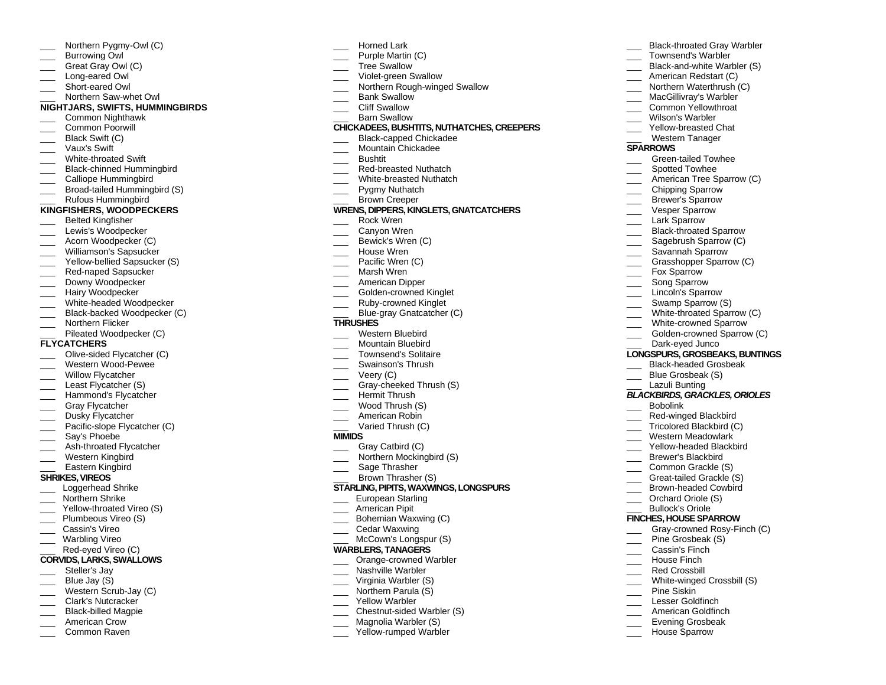- ___ Northern Pygmy-Owl (C)
- ___ Burrowing Owl
- ___ Great Gray Owl (C)
- ___ Long-eared Owl
- ___ Short-eared Owl
- ___ Northern Saw-whet Owl

**NIGHTJARS, SWIFTS, HUMMINGBIRDS**

- ___ Common Nighthawk
- ___ Common Poorwill
- ___ Black Swift (C)
- ___ Vaux's Swift
- ___ White-throated Swift
- ___ Black-chinned Hummingbird
- ___ Calliope Hummingbird
- ___ Broad-tailed Hummingbird (S)
- ___ Rufous Hummingbird

**KINGFISHERS, WOODPECKERS**

- ___ Belted Kingfisher
- ___ Lewis's Woodpecker
- ___ Acorn Woodpecker (C)
- ___ Williamson's Sapsucker
- ___ Yellow-bellied Sapsucker (S)
- ___ Red-naped Sapsucker
- ___ Downy Woodpecker
- ___ Hairy Woodpecker
- ___ White-headed Woodpecker
- ___ Black-backed Woodpecker (C)
- ___ Northern Flicker
- ___ Pileated Woodpecker (C)

**FLYCATCHERS**

- ___ Olive-sided Flycatcher (C)
- ___ Western Wood-Pewee
- ___ Willow Flycatcher
- ___ Least Flycatcher (S)
- ___ Hammond's Flycatcher
- ___ Gray Flycatcher
- ___ Dusky Flycatcher
- ___ Pacific-slope Flycatcher (C)
- ___ Say's Phoebe
- ___ Ash-throated Flycatcher
- ___ Western Kingbird
- ___ Eastern Kingbird

**SHRIKES, VIREOS**

- ___ Loggerhead Shrike
- ___ Northern Shrike
- ___ Yellow-throated Vireo (S)
- ___ Plumbeous Vireo (S)
- ___ Cassin's Vireo
- ___ Warbling Vireo
- ___ Red-eyed Vireo (C)

**CORVIDS, LARKS, SWALLOWS**

- ___ Steller's Jay
- ___ Blue Jay (S)
- ___ Western Scrub-Jay (C)
- ___ Clark's Nutcracker
- ___ Black-billed Magpie
- ___ American Crow
- ___ Common Raven
- ___ Horned Lark
- ___ Purple Martin (C)
- ___ Tree Swallow
- ___ Violet-green Swallow
- ___ Northern Rough-winged Swallow
- ___ Bank Swallow
- ___ Cliff Swallow
- ___ Barn Swallow

**CHICKADEES, BUSHTITS, NUTHATCHES, CREEPERS**

- ___ Black-capped Chickadee
- ___ Mountain Chickadee
- ___ Bushtit
- ___ Red-breasted Nuthatch
- ___ White-breasted Nuthatch
- ___ Pygmy Nuthatch
- ___ Brown Creeper

**WRENS, DIPPERS, KINGLETS, GNATCATCHERS**

- ___ Rock Wren
- ___ Canyon Wren
- ___ Bewick's Wren (C)
- ___ House Wren
- ___ Pacific Wren (C)
- ___ Marsh Wren
- ___ American Dipper
- ___ Golden-crowned Kinglet
- ___ Ruby-crowned Kinglet
- ___ Blue-gray Gnatcatcher (C)

**THRUSHES**

- ___ Western Bluebird
- ___ Mountain Bluebird
- ___ Townsend's Solitaire
- ___ Swainson's Thrush
- ___ Veery (C)
- ___ Gray-cheeked Thrush (S)
- ___ Hermit Thrush
- ___ Wood Thrush (S)
- ___ American Robin
- ___ Varied Thrush (C)

**MIMIDS**

- ___ Gray Catbird (C)
- ___ Northern Mockingbird (S)
- ___ Sage Thrasher
- ___ Brown Thrasher (S)

**STARLING, PIPITS, WAXWINGS, LONGSPURS**

- ___ European Starling
- ___ American Pipit
- ___ Bohemian Waxwing (C)
- ___ Cedar Waxwing
- ___ McCown's Longspur (S)

**WARBLERS, TANAGERS**

- ___ Orange-crowned Warbler
- ___ Nashville Warbler
- ___ Virginia Warbler (S)
- ___ Northern Parula (S)
- ___ Yellow Warbler
- ___ Chestnut-sided Warbler (S)
- ___ Magnolia Warbler (S)
- ___ Yellow-rumped Warbler
- ___ Black-throated Gray Warbler
- ___ Townsend's Warbler
- ___ Black-and-white Warbler (S)
- ___ American Redstart (C)
- ___ Northern Waterthrush (C)
- ___ MacGillivray's Warbler
- ___ Common Yellowthroat
- ___ Wilson's Warbler
- ___ Yellow-breasted Chat
- ___ Western Tanager

**SPARROWS**

- ___ Green-tailed Towhee
- ___ Spotted Towhee
- ___ American Tree Sparrow (C)
- ___ Chipping Sparrow
- ___ Brewer's Sparrow
- ___ Vesper Sparrow
- ___ Lark Sparrow
- ___ Black-throated Sparrow
- ___ Sagebrush Sparrow (C)
- ___ Savannah Sparrow
- ___ Grasshopper Sparrow (C)
- ___ Fox Sparrow
- ___ Song Sparrow
- ___ Lincoln's Sparrow
- ___ Swamp Sparrow (S)
- ___ White-throated Sparrow (C)
- ___ White-crowned Sparrow
- ___ Golden-crowned Sparrow (C)
- ___ Dark-eyed Junco

**LONGSPURS, GROSBEAKS, BUNTINGS**

- ___ Black-headed Grosbeak
- ___ Blue Grosbeak (S)
- ___ Lazuli Bunting

***BLACKBIRDS, GRACKLES, ORIOLES***

- ___ Bobolink
- ___ Red-winged Blackbird
- ___ Tricolored Blackbird (C)
- ___ Western Meadowlark
- ___ Yellow-headed Blackbird
- ___ Brewer's Blackbird
- ___ Common Grackle (S)
- ___ Great-tailed Grackle (S)
- ___ Brown-headed Cowbird
- ___ Orchard Oriole (S)
- ___ Bullock's Oriole

**FINCHES, HOUSE SPARROW**

- ___ Gray-crowned Rosy-Finch (C)
- ___ Pine Grosbeak (S)
- ___ Cassin's Finch
- ___ House Finch
- ___ Red Crossbill
- ___ White-winged Crossbill (S)
- ___ Pine Siskin
- ___ Lesser Goldfinch
- ___ American Goldfinch
- ___ Evening Grosbeak
- ___ House Sparrow